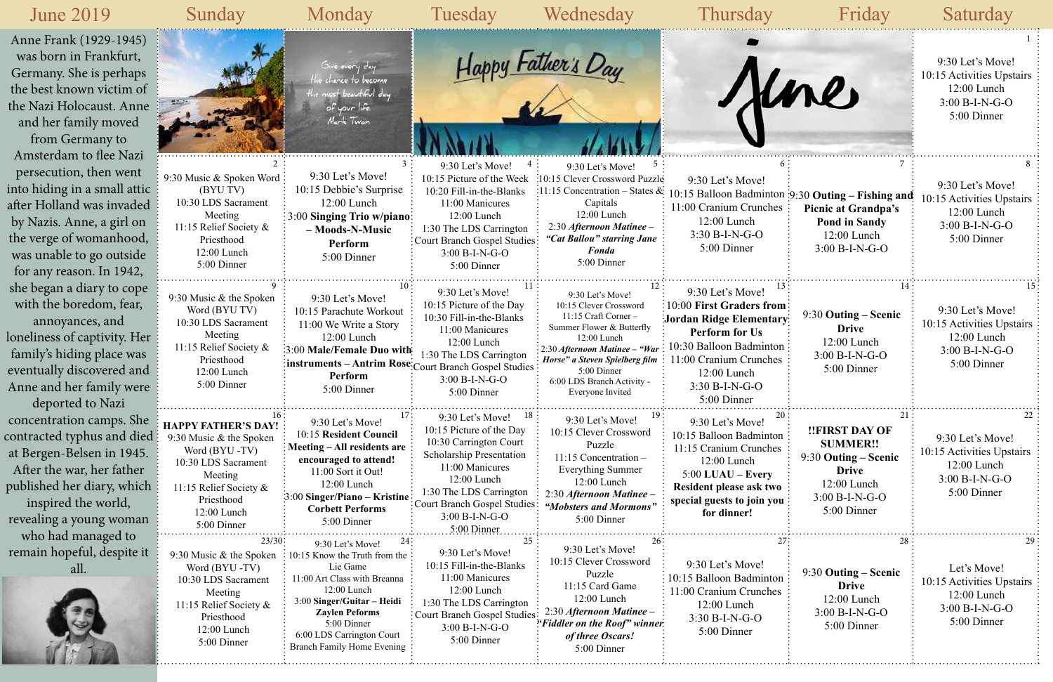# June 2019

Anne Frank (1929-1945) was born in Frankfurt, Germany. She is perhaps the best known victim of the Nazi Holocaust. Anne and her family moved from Germany to Amsterdam to flee Nazi persecution, then went into hiding in a small attic after Holland was invaded by Nazis. Anne, a girl on the verge of womanhood, was unable to go outside for any reason. In 1942, she began a diary to cope with the boredom, fear, annoyances, and loneliness of captivity. Her family's hiding place was eventually discovered and Anne and her family were deported to Nazi concentration camps. She contracted typhus and died at Bergen-Belsen in 1945. After the war, her father published her diary, which inspired the world, revealing a young woman who had managed to remain hopeful, despite it all.

| Sunday | Monday | Tuesday | Wednesday | Thursday | Friday | Saturday |
|---|---|---|---|---|---|---|
| | Give every day the chance to become the most beautiful day of your life. Mark Twain | Happy Father's Day | | June | | **1**<br>9:30 Let's Move!<br>10:15 Activities Upstairs<br>12:00 Lunch<br>3:00 B-I-N-G-O<br>5:00 Dinner |
| **2**<br>9:30 Music & Spoken Word (BYU TV)<br>10:30 LDS Sacrament Meeting<br>11:15 Relief Society & Priesthood<br>12:00 Lunch<br>5:00 Dinner | **3**<br>9:30 Let's Move!<br>10:15 Debbie's Surprise<br>12:00 Lunch<br>**3:00 Singing Trio w/piano – Moods-N-Music Perform**<br>5:00 Dinner | **4**<br>9:30 Let's Move!<br>10:15 Picture of the Week<br>10:20 Fill-in-the-Blanks<br>11:00 Manicures<br>12:00 Lunch<br>1:30 The LDS Carrington Court Branch Gospel Studies<br>3:00 B-I-N-G-O<br>5:00 Dinner | **5**<br>9:30 Let's Move!<br>10:15 Clever Crossword Puzzle<br>11:15 Concentration – States & Capitals<br>12:00 Lunch<br>2:30 ***Afternoon Matinee – "Cat Ballou" starring Jane Fonda***<br>5:00 Dinner | **6**<br>9:30 Let's Move!<br>10:15 Balloon Badminton<br>11:00 Cranium Crunches<br>12:00 Lunch<br>3:30 B-I-N-G-O<br>5:00 Dinner | **7**<br>9:30 **Outing – Fishing at Grandpa's Pond in Sandy**<br>12:00 Lunch<br>3:00 B-I-N-G-O | **8**<br>9:30 Let's Move!<br>10:15 Activities Upstairs<br>12:00 Lunch<br>3:00 B-I-N-G-O<br>5:00 Dinner |
| **9**<br>9:30 Music & the Spoken Word (BYU TV)<br>10:30 LDS Sacrament Meeting<br>11:15 Relief Society & Priesthood<br>12:00 Lunch<br>5:00 Dinner | **10**<br>9:30 Let's Move!<br>10:15 Parachute Workout<br>11:00 We Write a Story<br>12:00 Lunch<br>**3:00 Male/Female Duo with instruments – Antrim Rose Perform**<br>5:00 Dinner | **11**<br>9:30 Let's Move!<br>10:15 Picture of the Day<br>10:30 Fill-in-the-Blanks<br>11:00 Manicures<br>12:00 Lunch<br>1:30 The LDS Carrington Court Branch Gospel Studies<br>3:00 B-I-N-G-O<br>5:00 Dinner | **12**<br>9:30 Let's Move!<br>10:15 Clever Crossword<br>11:15 Craft Corner – Summer Flower & Butterfly<br>12:00 Lunch<br>2:30 ***Afternoon Matinee – "War Horse" a Steven Spielberg film***<br>5:00 Dinner<br>6:00 LDS Branch Activity - Everyone Invited | **13**<br>9:30 Let's Move!<br>**10:00 First Graders from Jordan Ridge Elementary Perform for Us**<br>10:30 Balloon Badminton<br>11:00 Cranium Crunches<br>12:00 Lunch<br>3:30 B-I-N-G-O<br>5:00 Dinner | **14**<br>9:30 **Outing – Scenic Drive**<br>12:00 Lunch<br>3:00 B-I-N-G-O<br>5:00 Dinner | **15**<br>9:30 Let's Move!<br>10:15 Activities Upstairs<br>12:00 Lunch<br>3:00 B-I-N-G-O<br>5:00 Dinner |
| **16**<br>**HAPPY FATHER'S DAY!**<br>9:30 Music & the Spoken Word (BYU -TV)<br>10:30 LDS Sacrament Meeting<br>11:15 Relief Society & Priesthood<br>12:00 Lunch<br>5:00 Dinner | **17**<br>9:30 Let's Move!<br>10:15 **Resident Council Meeting – All residents are encouraged to attend!**<br>11:00 Sort it Out!<br>12:00 Lunch<br>**3:00 Singer/Piano – Kristine Corbett Performs**<br>5:00 Dinner | **18**<br>9:30 Let's Move!<br>10:15 Picture of the Day<br>10:30 Carrington Court Scholarship Presentation<br>11:00 Manicures<br>12:00 Lunch<br>1:30 The LDS Carrington Court Branch Gospel Studies<br>3:00 B-I-N-G-O<br>5:00 Dinner | **19**<br>9:30 Let's Move!<br>10:15 Clever Crossword Puzzle<br>11:15 Concentration – Everything Summer<br>12:00 Lunch<br>2:30 ***Afternoon Matinee – "Mobsters and Mormons"***<br>5:00 Dinner | **20**<br>9:30 Let's Move!<br>10:15 Balloon Badminton<br>11:15 Cranium Crunches<br>12:00 Lunch<br>**5:00 LUAU – Every Resident please ask two special guests to join you for dinner!** | **21**<br>**!!FIRST DAY OF SUMMER!!**<br>9:30 **Outing – Scenic Drive**<br>12:00 Lunch<br>3:00 B-I-N-G-O<br>5:00 Dinner | **22**<br>9:30 Let's Move!<br>10:15 Activities Upstairs<br>12:00 Lunch<br>3:00 B-I-N-G-O<br>5:00 Dinner |
| **23/30**<br>9:30 Music & the Spoken Word (BYU -TV)<br>10:30 LDS Sacrament Meeting<br>11:15 Relief Society & Priesthood<br>12:00 Lunch<br>5:00 Dinner | **24**<br>9:30 Let's Move!<br>10:15 Know the Truth from the Lie Game<br>11:00 Art Class with Breanna<br>12:00 Lunch<br>**3:00 Singer/Guitar – Heidi Zaylen Peforms**<br>5:00 Dinner<br>6:00 LDS Carrington Court Branch Family Home Evening | **25**<br>9:30 Let's Move!<br>10:15 Fill-in-the-Blanks<br>11:00 Manicures<br>12:00 Lunch<br>1:30 The LDS Carrington Court Branch Gospel Studies<br>3:00 B-I-N-G-O<br>5:00 Dinner | **26**<br>9:30 Let's Move!<br>10:15 Clever Crossword Puzzle<br>11:15 Card Game<br>12:00 Lunch<br>2:30 ***Afternoon Matinee – "Fiddler on the Roof" winner of three Oscars!***<br>5:00 Dinner | **27**<br>9:30 Let's Move!<br>10:15 Balloon Badminton<br>11:00 Cranium Crunches<br>12:00 Lunch<br>3:30 B-I-N-G-O<br>5:00 Dinner | **28**<br>9:30 **Outing – Scenic Drive**<br>12:00 Lunch<br>3:00 B-I-N-G-O<br>5:00 Dinner | **29**<br>Let's Move!<br>10:15 Activities Upstairs<br>12:00 Lunch<br>3:00 B-I-N-G-O<br>5:00 Dinner |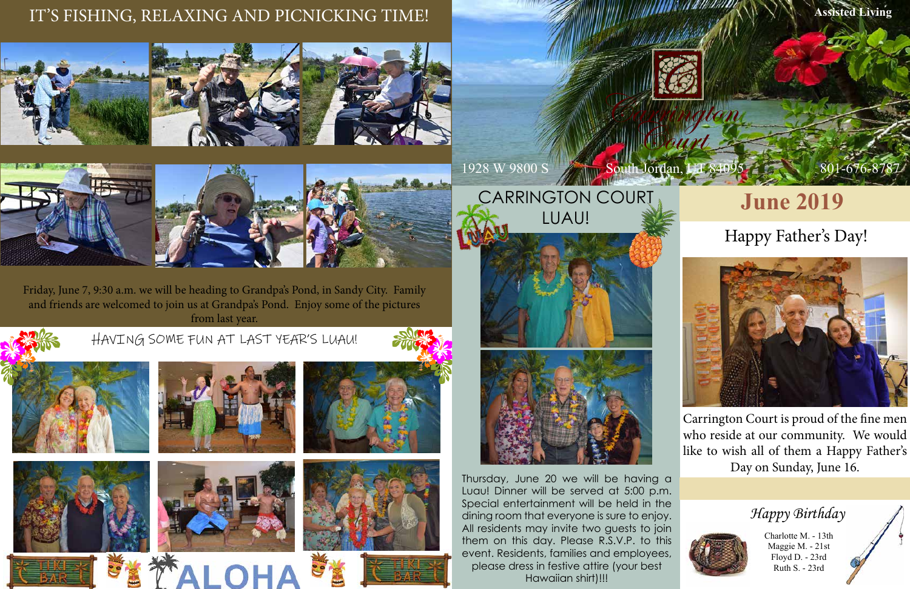# IT'S FISHING, RELAXING AND PICNICKING TIME!

Friday, June 7, 9:30 a.m. we will be heading to Grandpa's Pond, in Sandy City. Family and friends are welcomed to join us at Grandpa's Pond. Enjoy some of the pictures from last year.

## HAVING SOME FUN AT LAST YEAR'S LUAU!

ALOHA

Assisted Living

Carrington Court

1928 W 9800 S South Jordan, UT 84095 801-676-8787

## CARRINGTON COURT LUAU!

Thursday, June 20 we will be having a Luau! Dinner will be served at 5:00 p.m. Special entertainment will be held in the dining room that everyone is sure to enjoy. All residents may invite two guests to join them on this day. Please R.S.V.P. to this event. Residents, families and employees, please dress in festive attire (your best Hawaiian shirt)!!!

# June 2019

## Happy Father's Day!

Carrington Court is proud of the fine men who reside at our community. We would like to wish all of them a Happy Father's Day on Sunday, June 16.

## *Happy Birthday*

Charlotte M. - 13th
Maggie M. - 21st
Floyd D. - 23rd
Ruth S. - 23rd